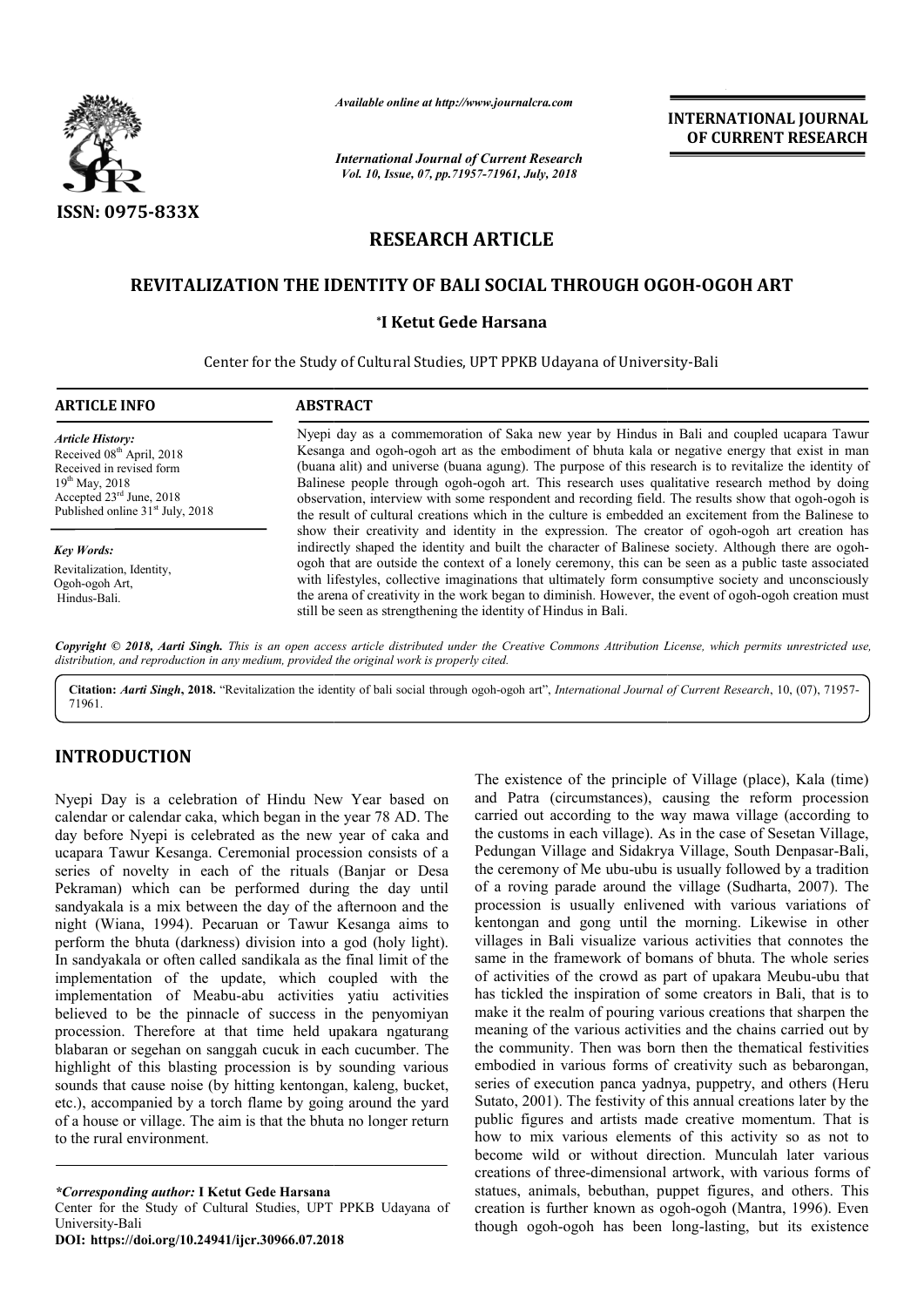*Available online at http://www.journalcra.com*

*International Journal of Current Research*

**INTERNATIONAL JOURNAL OF CURRENT RESEARCH**

ISSN: 0975-833X

# RESEARCH ARTICLE

# REVITALIZATION THE IDENTITY OF BALI SOCIAL THROUGH OGOH-OGOH ART

**\*I Ketut Gede Harsana**

Center for the Study of Cultural Studies, UPT PPKB Udayana of University-Bali

## ARTICLE INFO

*Article History:*

Received 08th April, 2018
Received in revised form 19th May, 2018
Accepted 23rd June, 2018
Published online 31st July, 2018

*Key Words:*

Revitalization, Identity, Ogoh-ogoh Art, Hindus-Bali.

## ABSTRACT

Nyepi day as a commemoration of Saka new year by Hindus in Bali and coupled ucapara Tawur Kesanga and ogoh-ogoh art as the embodiment of bhuta kala or negative energy that exist in man (buana alit) and universe (buana agung). The purpose of this research is to revitalize the identity of Balinese people through ogoh-ogoh art. This research uses qualitative research method by doing observation, interview with some respondent and recording field. The results show that ogoh-ogoh is the result of cultural creations which in the culture is embedded an excitement from the Balinese to show their creativity and identity in the expression. The creator of ogoh-ogoh art creation has indirectly shaped the identity and built the character of Balinese society. Although there are ogoh-ogoh that are outside the context of a lonely ceremony, this can be seen as a public taste associated with lifestyles, collective imaginations that ultimately form consumptive society and unconsciously the arena of creativity in the work began to diminish. However, the event of ogoh-ogoh creation must still be seen as strengthening the identity of Hindus in Bali.

*Copyright © 2018, Aarti Singh. This is an open access article distributed under the Creative Commons Attribution License, which permits unrestricted use, distribution, and reproduction in any medium, provided the original work is properly cited.*

**Citation:** *Aarti Singh***, 2018.** "Revitalization the identity of bali social through ogoh-ogoh art", *International Journal of Current Research*, 10, (07), 71957-71961.

## INTRODUCTION

Nyepi Day is a celebration of Hindu New Year based on calendar or calendar caka, which began in the year 78 AD. The day before Nyepi is celebrated as the new year of caka and ucapara Tawur Kesanga. Ceremonial procession consists of a series of novelty in each of the rituals (Banjar or Desa Pekraman) which can be performed during the day until sandyakala is a mix between the day of the afternoon and the night (Wiana, 1994). Pecaruan or Tawur Kesanga aims to perform the bhuta (darkness) division into a god (holy light). In sandyakala or often called sandikala as the final limit of the implementation of the update, which coupled with the implementation of Meabu-abu activities yatiu activities believed to be the pinnacle of success in the penyomiyan procession. Therefore at that time held upakara ngaturang blabaran or segehan on sanggah cucuk in each cucumber. The highlight of this blasting procession is by sounding various sounds that cause noise (by hitting kentongan, kaleng, bucket, etc.), accompanied by a torch flame by going around the yard of a house or village. The aim is that the bhuta no longer return to the rural environment.

The existence of the principle of Village (place), Kala (time) and Patra (circumstances), causing the reform procession carried out according to the way mawa village (according to the customs in each village). As in the case of Sesetan Village, Pedungan Village and Sidakrya Village, South Denpasar-Bali, the ceremony of Me ubu-ubu is usually followed by a tradition of a roving parade around the village (Sudharta, 2007). The procession is usually enlivened with various variations of kentongan and gong until the morning. Likewise in other villages in Bali visualize various activities that connotes the same in the framework of bomans of bhuta. The whole series of activities of the crowd as part of upakara Meubu-ubu that has tickled the inspiration of some creators in Bali, that is to make it the realm of pouring various creations that sharpen the meaning of the various activities and the chains carried out by the community. Then was born then the thematical festivities embodied in various forms of creativity such as bebarongan, series of execution panca yadnya, puppetry, and others (Heru Sutato, 2001). The festivity of this annual creations later by the public figures and artists made creative momentum. That is how to mix various elements of this activity so as not to become wild or without direction. Munculah later various creations of three-dimensional artwork, with various forms of statues, animals, bebuthan, puppet figures, and others. This creation is further known as ogoh-ogoh (Mantra, 1996). Even though ogoh-ogoh has been long-lasting, but its existence

---

*\*Corresponding author:* **I Ketut Gede Harsana**
Center for the Study of Cultural Studies, UPT PPKB Udayana of University-Bali
**DOI: https://doi.org/10.24941/ijcr.30966.07.2018**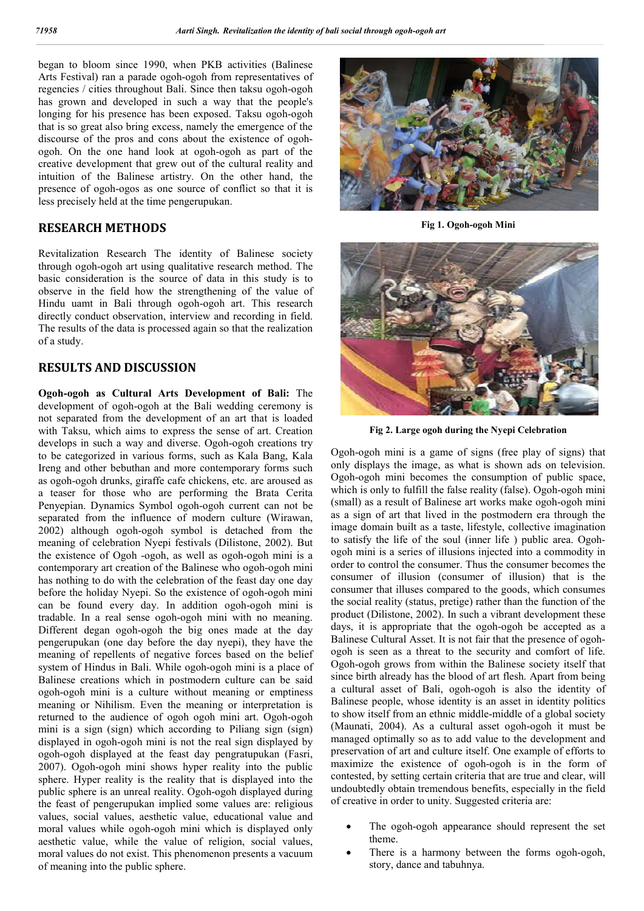began to bloom since 1990, when PKB activities (Balinese Arts Festival) ran a parade ogoh-ogoh from representatives of regencies / cities throughout Bali. Since then taksu ogoh-ogoh has grown and developed in such a way that the people's longing for his presence has been exposed. Taksu ogoh-ogoh that is so great also bring excess, namely the emergence of the discourse of the pros and cons about the existence of ogoh-ogoh. On the one hand look at ogoh-ogoh as part of the creative development that grew out of the cultural reality and intuition of the Balinese artistry. On the other hand, the presence of ogoh-ogos as one source of conflict so that it is less precisely held at the time pengerupukan.

## RESEARCH METHODS

Revitalization Research The identity of Balinese society through ogoh-ogoh art using qualitative research method. The basic consideration is the source of data in this study is to observe in the field how the strengthening of the value of Hindu uamt in Bali through ogoh-ogoh art. This research directly conduct observation, interview and recording in field. The results of the data is processed again so that the realization of a study.

## RESULTS AND DISCUSSION

**Ogoh-ogoh as Cultural Arts Development of Bali:** The development of ogoh-ogoh at the Bali wedding ceremony is not separated from the development of an art that is loaded with Taksu, which aims to express the sense of art. Creation develops in such a way and diverse. Ogoh-ogoh creations try to be categorized in various forms, such as Kala Bang, Kala Ireng and other bebuthan and more contemporary forms such as ogoh-ogoh drunks, giraffe cafe chickens, etc. are aroused as a teaser for those who are performing the Brata Cerita Penyepian. Dynamics Symbol ogoh-ogoh current can not be separated from the influence of modern culture (Wirawan, 2002) although ogoh-ogoh symbol is detached from the meaning of celebration Nyepi festivals (Dilistone, 2002). But the existence of Ogoh -ogoh, as well as ogoh-ogoh mini is a contemporary art creation of the Balinese who ogoh-ogoh mini has nothing to do with the celebration of the feast day one day before the holiday Nyepi. So the existence of ogoh-ogoh mini can be found every day. In addition ogoh-ogoh mini is tradable. In a real sense ogoh-ogoh mini with no meaning. Different degan ogoh-ogoh the big ones made at the day pengerupukan (one day before the day nyepi), they have the meaning of repellents of negative forces based on the belief system of Hindus in Bali. While ogoh-ogoh mini is a place of Balinese creations which in postmodern culture can be said ogoh-ogoh mini is a culture without meaning or emptiness meaning or Nihilism. Even the meaning or interpretation is returned to the audience of ogoh ogoh mini art. Ogoh-ogoh mini is a sign (sign) which according to Piliang sign (sign) displayed in ogoh-ogoh mini is not the real sign displayed by ogoh-ogoh displayed at the feast day pengratupukan (Fasri, 2007). Ogoh-ogoh mini shows hyper reality into the public sphere. Hyper reality is the reality that is displayed into the public sphere is an unreal reality. Ogoh-ogoh displayed during the feast of pengerupukan implied some values are: religious values, social values, aesthetic value, educational value and moral values while ogoh-ogoh mini which is displayed only aesthetic value, while the value of religion, social values, moral values do not exist. This phenomenon presents a vacuum of meaning into the public sphere.

Fig 1. Ogoh-ogoh Mini

Fig 2. Large ogoh during the Nyepi Celebration

Ogoh-ogoh mini is a game of signs (free play of signs) that only displays the image, as what is shown ads on television. Ogoh-ogoh mini becomes the consumption of public space, which is only to fulfill the false reality (false). Ogoh-ogoh mini (small) as a result of Balinese art works make ogoh-ogoh mini as a sign of art that lived in the postmodern era through the image domain built as a taste, lifestyle, collective imagination to satisfy the life of the soul (inner life ) public area. Ogoh-ogoh mini is a series of illusions injected into a commodity in order to control the consumer. Thus the consumer becomes the consumer of illusion (consumer of illusion) that is the consumer that illuses compared to the goods, which consumes the social reality (status, pretige) rather than the function of the product (Dilistone, 2002). In such a vibrant development these days, it is appropriate that the ogoh-ogoh be accepted as a Balinese Cultural Asset. It is not fair that the presence of ogoh-ogoh is seen as a threat to the security and comfort of life. Ogoh-ogoh grows from within the Balinese society itself that since birth already has the blood of art flesh. Apart from being a cultural asset of Bali, ogoh-ogoh is also the identity of Balinese people, whose identity is an asset in identity politics to show itself from an ethnic middle-middle of a global society (Maunati, 2004). As a cultural asset ogoh-ogoh it must be managed optimally so as to add value to the development and preservation of art and culture itself. One example of efforts to maximize the existence of ogoh-ogoh is in the form of contested, by setting certain criteria that are true and clear, will undoubtedly obtain tremendous benefits, especially in the field of creative in order to unity. Suggested criteria are:

- The ogoh-ogoh appearance should represent the set theme.
- There is a harmony between the forms ogoh-ogoh, story, dance and tabuhnya.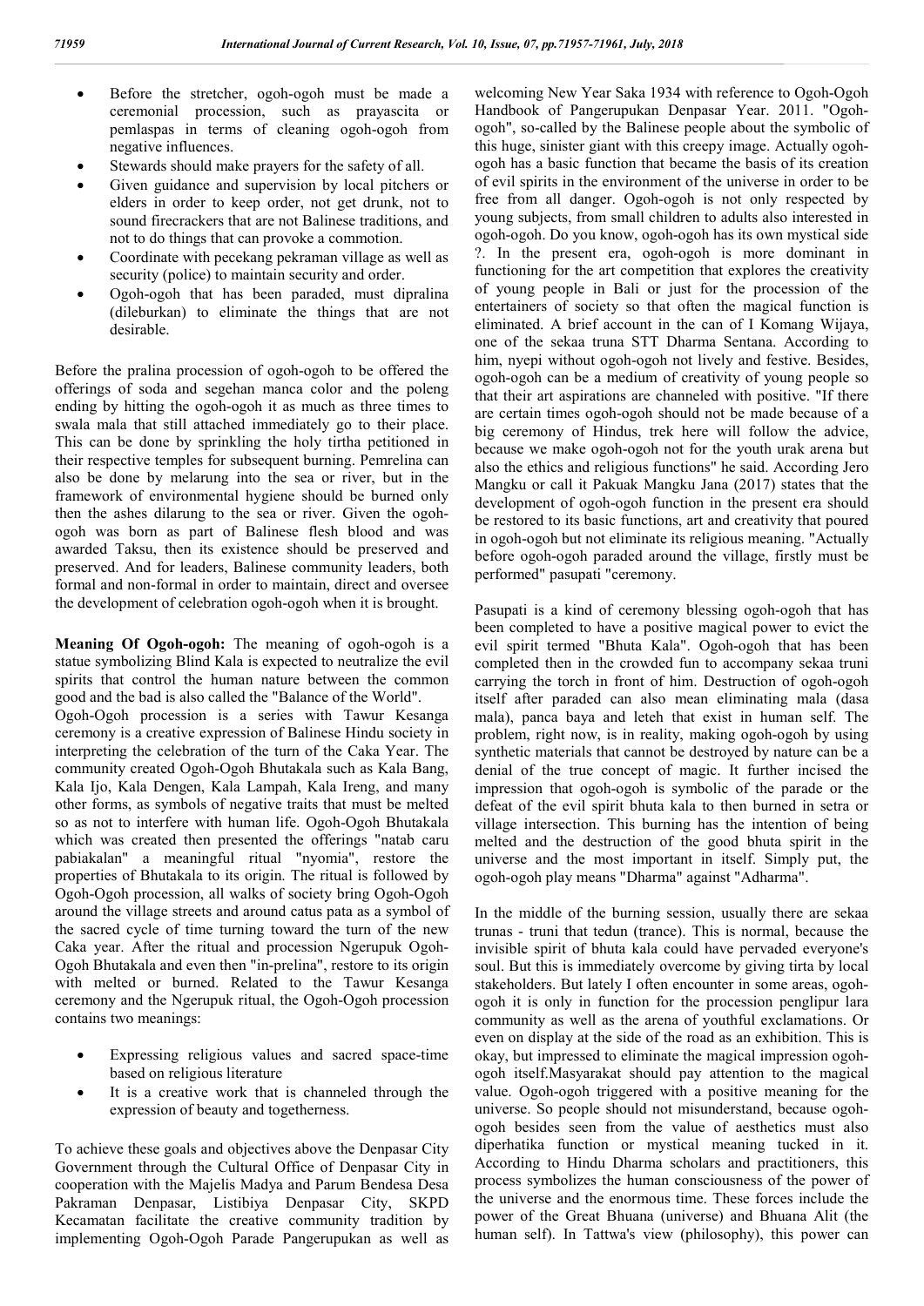- Before the stretcher, ogoh-ogoh must be made a ceremonial procession, such as prayascita or pemlaspas in terms of cleaning ogoh-ogoh from negative influences.
- Stewards should make prayers for the safety of all.
- Given guidance and supervision by local pitchers or elders in order to keep order, not get drunk, not to sound firecrackers that are not Balinese traditions, and not to do things that can provoke a commotion.
- Coordinate with pecekang pekraman village as well as security (police) to maintain security and order.
- Ogoh-ogoh that has been paraded, must dipralina (dileburkan) to eliminate the things that are not desirable.

Before the pralina procession of ogoh-ogoh to be offered the offerings of soda and segehan manca color and the poleng ending by hitting the ogoh-ogoh it as much as three times to swala mala that still attached immediately go to their place. This can be done by sprinkling the holy tirtha petitioned in their respective temples for subsequent burning. Pemrelina can also be done by melarung into the sea or river, but in the framework of environmental hygiene should be burned only then the ashes dilarung to the sea or river. Given the ogoh-ogoh was born as part of Balinese flesh blood and was awarded Taksu, then its existence should be preserved and preserved. And for leaders, Balinese community leaders, both formal and non-formal in order to maintain, direct and oversee the development of celebration ogoh-ogoh when it is brought.

**Meaning Of Ogoh-ogoh:** The meaning of ogoh-ogoh is a statue symbolizing Blind Kala is expected to neutralize the evil spirits that control the human nature between the common good and the bad is also called the "Balance of the World".

Ogoh-Ogoh procession is a series with Tawur Kesanga ceremony is a creative expression of Balinese Hindu society in interpreting the celebration of the turn of the Caka Year. The community created Ogoh-Ogoh Bhutakala such as Kala Bang, Kala Ijo, Kala Dengen, Kala Lampah, Kala Ireng, and many other forms, as symbols of negative traits that must be melted so as not to interfere with human life. Ogoh-Ogoh Bhutakala which was created then presented the offerings "natab caru pabiakalan" a meaningful ritual "nyomia", restore the properties of Bhutakala to its origin. The ritual is followed by Ogoh-Ogoh procession, all walks of society bring Ogoh-Ogoh around the village streets and around catus pata as a symbol of the sacred cycle of time turning toward the turn of the new Caka year. After the ritual and procession Ngerupuk Ogoh-Ogoh Bhutakala and even then "in-prelina", restore to its origin with melted or burned. Related to the Tawur Kesanga ceremony and the Ngerupuk ritual, the Ogoh-Ogoh procession contains two meanings:

- Expressing religious values and sacred space-time based on religious literature
- It is a creative work that is channeled through the expression of beauty and togetherness.

To achieve these goals and objectives above the Denpasar City Government through the Cultural Office of Denpasar City in cooperation with the Majelis Madya and Parum Bendesa Desa Pakraman Denpasar, Listibiya Denpasar City, SKPD Kecamatan facilitate the creative community tradition by implementing Ogoh-Ogoh Parade Pangerupukan as well as welcoming New Year Saka 1934 with reference to Ogoh-Ogoh Handbook of Pangerupukan Denpasar Year. 2011. "Ogoh-ogoh", so-called by the Balinese people about the symbolic of this huge, sinister giant with this creepy image. Actually ogoh-ogoh has a basic function that became the basis of its creation of evil spirits in the environment of the universe in order to be free from all danger. Ogoh-ogoh is not only respected by young subjects, from small children to adults also interested in ogoh-ogoh. Do you know, ogoh-ogoh has its own mystical side ?. In the present era, ogoh-ogoh is more dominant in functioning for the art competition that explores the creativity of young people in Bali or just for the procession of the entertainers of society so that often the magical function is eliminated. A brief account in the can of I Komang Wijaya, one of the sekaa truna STT Dharma Sentana. According to him, nyepi without ogoh-ogoh not lively and festive. Besides, ogoh-ogoh can be a medium of creativity of young people so that their art aspirations are channeled with positive. "If there are certain times ogoh-ogoh should not be made because of a big ceremony of Hindus, trek here will follow the advice, because we make ogoh-ogoh not for the youth urak arena but also the ethics and religious functions" he said. According Jero Mangku or call it Pakuak Mangku Jana (2017) states that the development of ogoh-ogoh function in the present era should be restored to its basic functions, art and creativity that poured in ogoh-ogoh but not eliminate its religious meaning. "Actually before ogoh-ogoh paraded around the village, firstly must be performed" pasupati "ceremony.

Pasupati is a kind of ceremony blessing ogoh-ogoh that has been completed to have a positive magical power to evict the evil spirit termed "Bhuta Kala". Ogoh-ogoh that has been completed then in the crowded fun to accompany sekaa truni carrying the torch in front of him. Destruction of ogoh-ogoh itself after paraded can also mean eliminating mala (dasa mala), panca baya and leteh that exist in human self. The problem, right now, is in reality, making ogoh-ogoh by using synthetic materials that cannot be destroyed by nature can be a denial of the true concept of magic. It further incised the impression that ogoh-ogoh is symbolic of the parade or the defeat of the evil spirit bhuta kala to then burned in setra or village intersection. This burning has the intention of being melted and the destruction of the good bhuta spirit in the universe and the most important in itself. Simply put, the ogoh-ogoh play means "Dharma" against "Adharma".

In the middle of the burning session, usually there are sekaa trunas - truni that tedun (trance). This is normal, because the invisible spirit of bhuta kala could have pervaded everyone's soul. But this is immediately overcome by giving tirta by local stakeholders. But lately I often encounter in some areas, ogoh-ogoh it is only in function for the procession penglipur lara community as well as the arena of youthful exclamations. Or even on display at the side of the road as an exhibition. This is okay, but impressed to eliminate the magical impression ogoh-ogoh itself.Masyarakat should pay attention to the magical value. Ogoh-ogoh triggered with a positive meaning for the universe. So people should not misunderstand, because ogoh-ogoh besides seen from the value of aesthetics must also diperhatika function or mystical meaning tucked in it. According to Hindu Dharma scholars and practitioners, this process symbolizes the human consciousness of the power of the universe and the enormous time. These forces include the power of the Great Bhuana (universe) and Bhuana Alit (the human self). In Tattwa's view (philosophy), this power can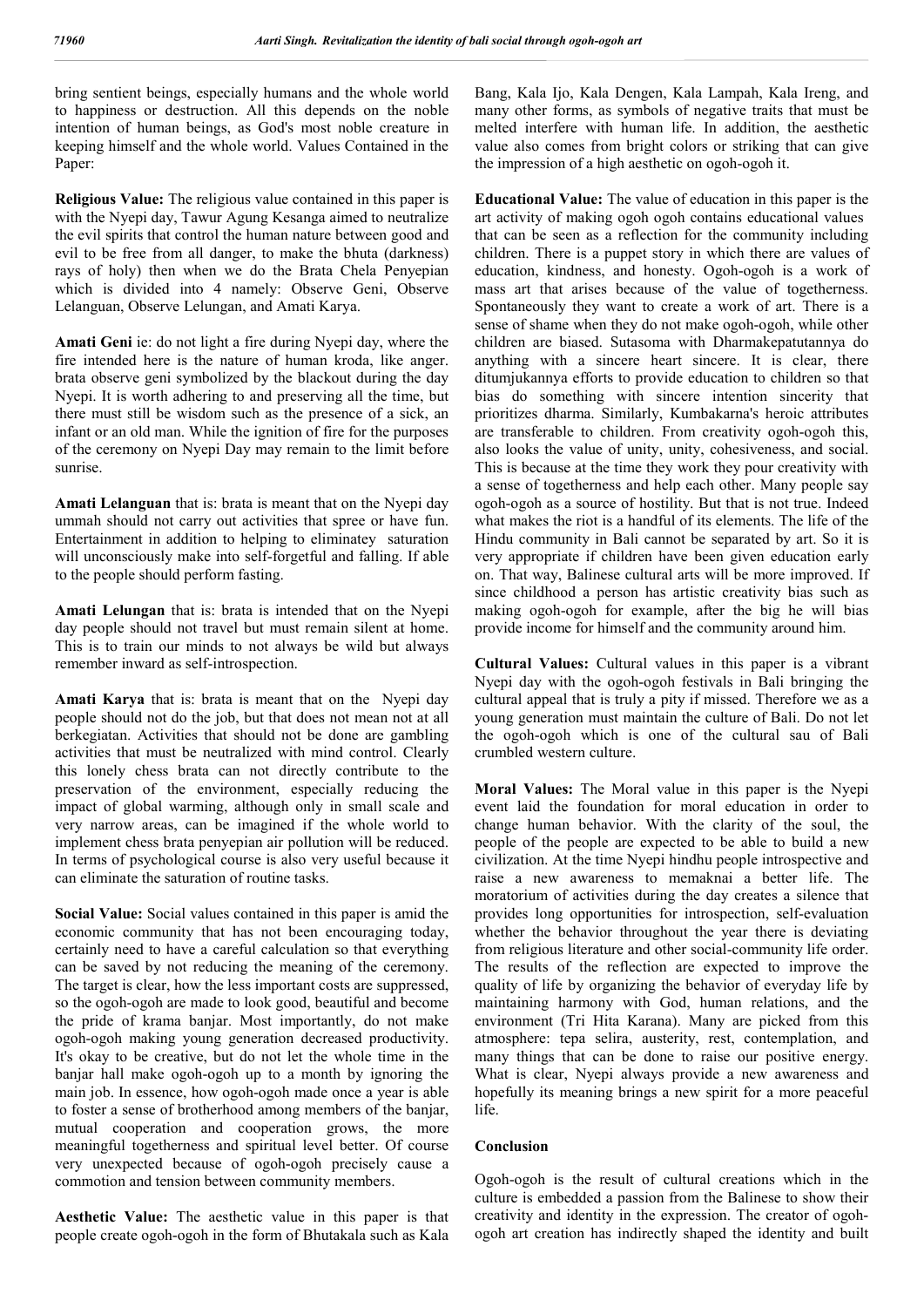bring sentient beings, especially humans and the whole world to happiness or destruction. All this depends on the noble intention of human beings, as God's most noble creature in keeping himself and the whole world. Values Contained in the Paper:

**Religious Value:** The religious value contained in this paper is with the Nyepi day, Tawur Agung Kesanga aimed to neutralize the evil spirits that control the human nature between good and evil to be free from all danger, to make the bhuta (darkness) rays of holy) then when we do the Brata Chela Penyepian which is divided into 4 namely: Observe Geni, Observe Lelanguan, Observe Lelungan, and Amati Karya.

**Amati Geni** ie: do not light a fire during Nyepi day, where the fire intended here is the nature of human kroda, like anger. brata observe geni symbolized by the blackout during the day Nyepi. It is worth adhering to and preserving all the time, but there must still be wisdom such as the presence of a sick, an infant or an old man. While the ignition of fire for the purposes of the ceremony on Nyepi Day may remain to the limit before sunrise.

**Amati Lelanguan** that is: brata is meant that on the Nyepi day ummah should not carry out activities that spree or have fun. Entertainment in addition to helping to eliminatey saturation will unconsciously make into self-forgetful and falling. If able to the people should perform fasting.

**Amati Lelungan** that is: brata is intended that on the Nyepi day people should not travel but must remain silent at home. This is to train our minds to not always be wild but always remember inward as self-introspection.

**Amati Karya** that is: brata is meant that on the Nyepi day people should not do the job, but that does not mean not at all berkegiatan. Activities that should not be done are gambling activities that must be neutralized with mind control. Clearly this lonely chess brata can not directly contribute to the preservation of the environment, especially reducing the impact of global warming, although only in small scale and very narrow areas, can be imagined if the whole world to implement chess brata penyepian air pollution will be reduced. In terms of psychological course is also very useful because it can eliminate the saturation of routine tasks.

**Social Value:** Social values contained in this paper is amid the economic community that has not been encouraging today, certainly need to have a careful calculation so that everything can be saved by not reducing the meaning of the ceremony. The target is clear, how the less important costs are suppressed, so the ogoh-ogoh are made to look good, beautiful and become the pride of krama banjar. Most importantly, do not make ogoh-ogoh making young generation decreased productivity. It's okay to be creative, but do not let the whole time in the banjar hall make ogoh-ogoh up to a month by ignoring the main job. In essence, how ogoh-ogoh made once a year is able to foster a sense of brotherhood among members of the banjar, mutual cooperation and cooperation grows, the more meaningful togetherness and spiritual level better. Of course very unexpected because of ogoh-ogoh precisely cause a commotion and tension between community members.

**Aesthetic Value:** The aesthetic value in this paper is that people create ogoh-ogoh in the form of Bhutakala such as Kala Bang, Kala Ijo, Kala Dengen, Kala Lampah, Kala Ireng, and many other forms, as symbols of negative traits that must be melted interfere with human life. In addition, the aesthetic value also comes from bright colors or striking that can give the impression of a high aesthetic on ogoh-ogoh it.

**Educational Value:** The value of education in this paper is the art activity of making ogoh ogoh contains educational values that can be seen as a reflection for the community including children. There is a puppet story in which there are values of education, kindness, and honesty. Ogoh-ogoh is a work of mass art that arises because of the value of togetherness. Spontaneously they want to create a work of art. There is a sense of shame when they do not make ogoh-ogoh, while other children are biased. Sutasoma with Dharmakepatutannya do anything with a sincere heart sincere. It is clear, there ditumjukannya efforts to provide education to children so that bias do something with sincere intention sincerity that prioritizes dharma. Similarly, Kumbakarna's heroic attributes are transferable to children. From creativity ogoh-ogoh this, also looks the value of unity, unity, cohesiveness, and social. This is because at the time they work they pour creativity with a sense of togetherness and help each other. Many people say ogoh-ogoh as a source of hostility. But that is not true. Indeed what makes the riot is a handful of its elements. The life of the Hindu community in Bali cannot be separated by art. So it is very appropriate if children have been given education early on. That way, Balinese cultural arts will be more improved. If since childhood a person has artistic creativity bias such as making ogoh-ogoh for example, after the big he will bias provide income for himself and the community around him.

**Cultural Values:** Cultural values in this paper is a vibrant Nyepi day with the ogoh-ogoh festivals in Bali bringing the cultural appeal that is truly a pity if missed. Therefore we as a young generation must maintain the culture of Bali. Do not let the ogoh-ogoh which is one of the cultural sau of Bali crumbled western culture.

**Moral Values:** The Moral value in this paper is the Nyepi event laid the foundation for moral education in order to change human behavior. With the clarity of the soul, the people of the people are expected to be able to build a new civilization. At the time Nyepi hindhu people introspective and raise a new awareness to memaknai a better life. The moratorium of activities during the day creates a silence that provides long opportunities for introspection, self-evaluation whether the behavior throughout the year there is deviating from religious literature and other social-community life order. The results of the reflection are expected to improve the quality of life by organizing the behavior of everyday life by maintaining harmony with God, human relations, and the environment (Tri Hita Karana). Many are picked from this atmosphere: tepa selira, austerity, rest, contemplation, and many things that can be done to raise our positive energy. What is clear, Nyepi always provide a new awareness and hopefully its meaning brings a new spirit for a more peaceful life.

## Conclusion

Ogoh-ogoh is the result of cultural creations which in the culture is embedded a passion from the Balinese to show their creativity and identity in the expression. The creator of ogoh-ogoh art creation has indirectly shaped the identity and built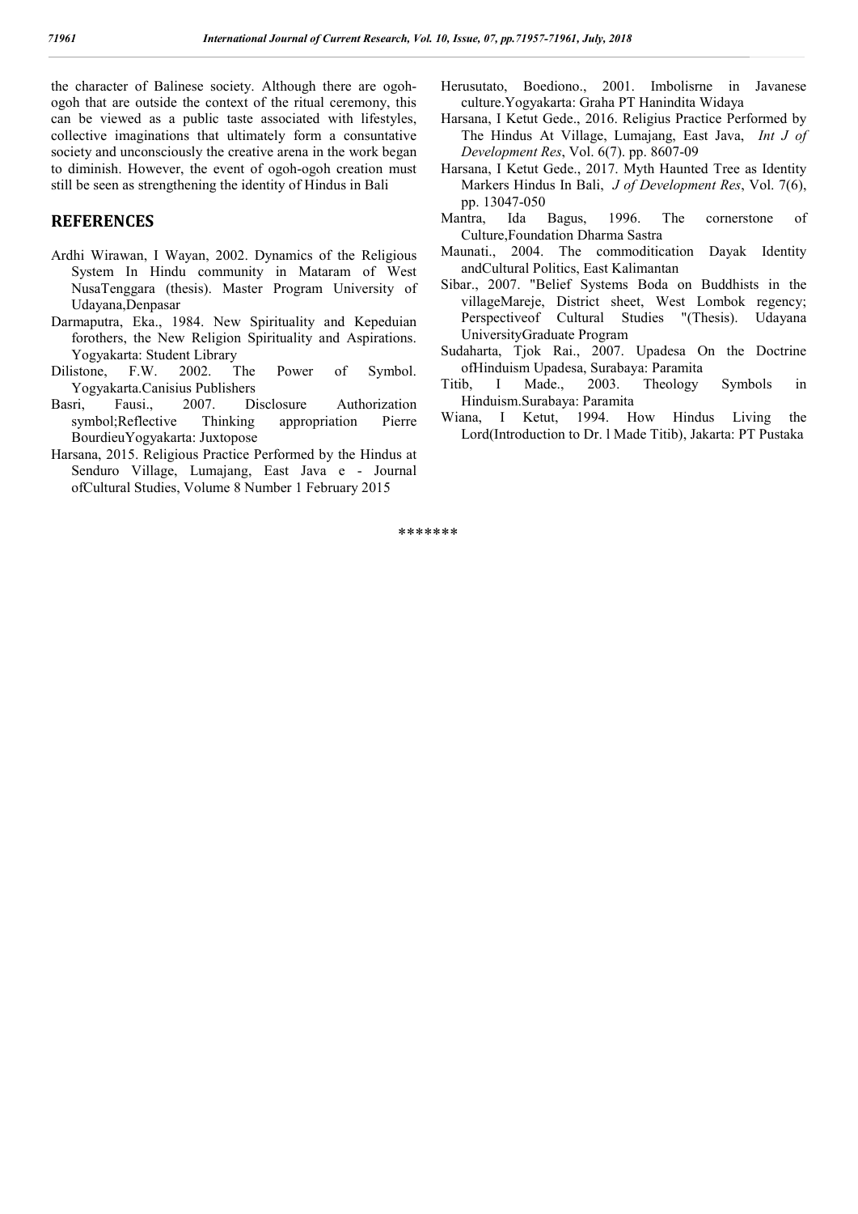the character of Balinese society. Although there are ogoh-ogoh that are outside the context of the ritual ceremony, this can be viewed as a public taste associated with lifestyles, collective imaginations that ultimately form a consuntative society and unconsciously the creative arena in the work began to diminish. However, the event of ogoh-ogoh creation must still be seen as strengthening the identity of Hindus in Bali

## REFERENCES

Ardhi Wirawan, I Wayan, 2002. Dynamics of the Religious System In Hindu community in Mataram of West NusaTenggara (thesis). Master Program University of Udayana,Denpasar

Darmaputra, Eka., 1984. New Spirituality and Kepeduian forothers, the New Religion Spirituality and Aspirations. Yogyakarta: Student Library

Dilistone, F.W. 2002. The Power of Symbol. Yogyakarta.Canisius Publishers

Basri, Fausi., 2007. Disclosure Authorization symbol;Reflective Thinking appropriation Pierre BourdieuYogyakarta: Juxtopose

Harsana, 2015. Religious Practice Performed by the Hindus at Senduro Village, Lumajang, East Java e - Journal ofCultural Studies, Volume 8 Number 1 February 2015

Herusutato, Boediono., 2001. Imbolisrne in Javanese culture.Yogyakarta: Graha PT Hanindita Widaya

Harsana, I Ketut Gede., 2016. Religius Practice Performed by The Hindus At Village, Lumajang, East Java, *Int J of Development Res*, Vol. 6(7). pp. 8607-09

Harsana, I Ketut Gede., 2017. Myth Haunted Tree as Identity Markers Hindus In Bali, *J of Development Res*, Vol. 7(6), pp. 13047-050

Mantra, Ida Bagus, 1996. The cornerstone of Culture,Foundation Dharma Sastra

Maunati., 2004. The commoditication Dayak Identity andCultural Politics, East Kalimantan

Sibar., 2007. "Belief Systems Boda on Buddhists in the villageMareje, District sheet, West Lombok regency; Perspectiveof Cultural Studies "(Thesis). Udayana UniversityGraduate Program

Sudaharta, Tjok Rai., 2007. Upadesa On the Doctrine ofHinduism Upadesa, Surabaya: Paramita

Titib, I Made., 2003. Theology Symbols in Hinduism.Surabaya: Paramita

Wiana, I Ketut, 1994. How Hindus Living the Lord(Introduction to Dr. l Made Titib), Jakarta: PT Pustaka

*******